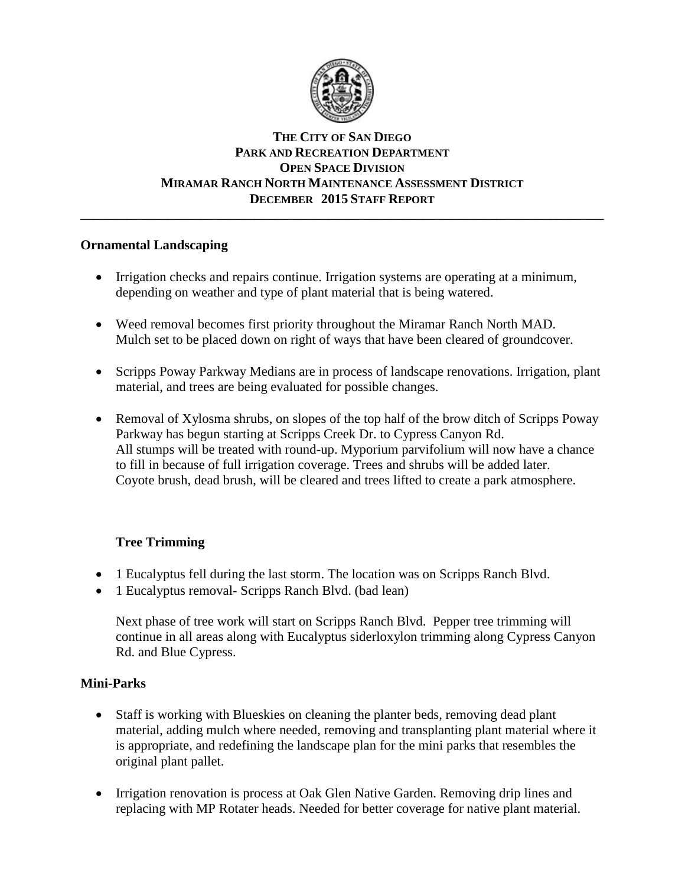# THE CITY OF SAN DIEGO
## PARK AND RECREATION DEPARTMENT
## OPEN SPACE DIVISION
## MIRAMAR RANCH NORTH MAINTENANCE ASSESSMENT DISTRICT
## DECEMBER 2015 STAFF REPORT

---

### Ornamental Landscaping

- Irrigation checks and repairs continue. Irrigation systems are operating at a minimum, depending on weather and type of plant material that is being watered.

- Weed removal becomes first priority throughout the Miramar Ranch North MAD. Mulch set to be placed down on right of ways that have been cleared of groundcover.

- Scripps Poway Parkway Medians are in process of landscape renovations. Irrigation, plant material, and trees are being evaluated for possible changes.

- Removal of Xylosma shrubs, on slopes of the top half of the brow ditch of Scripps Poway Parkway has begun starting at Scripps Creek Dr. to Cypress Canyon Rd. All stumps will be treated with round-up. Myporium parvifolium will now have a chance to fill in because of full irrigation coverage. Trees and shrubs will be added later. Coyote brush, dead brush, will be cleared and trees lifted to create a park atmosphere.

### Tree Trimming

- 1 Eucalyptus fell during the last storm. The location was on Scripps Ranch Blvd.
- 1 Eucalyptus removal- Scripps Ranch Blvd. (bad lean)

Next phase of tree work will start on Scripps Ranch Blvd. Pepper tree trimming will continue in all areas along with Eucalyptus siderloxylon trimming along Cypress Canyon Rd. and Blue Cypress.

### Mini-Parks

- Staff is working with Blueskies on cleaning the planter beds, removing dead plant material, adding mulch where needed, removing and transplanting plant material where it is appropriate, and redefining the landscape plan for the mini parks that resembles the original plant pallet.

- Irrigation renovation is process at Oak Glen Native Garden. Removing drip lines and replacing with MP Rotater heads. Needed for better coverage for native plant material.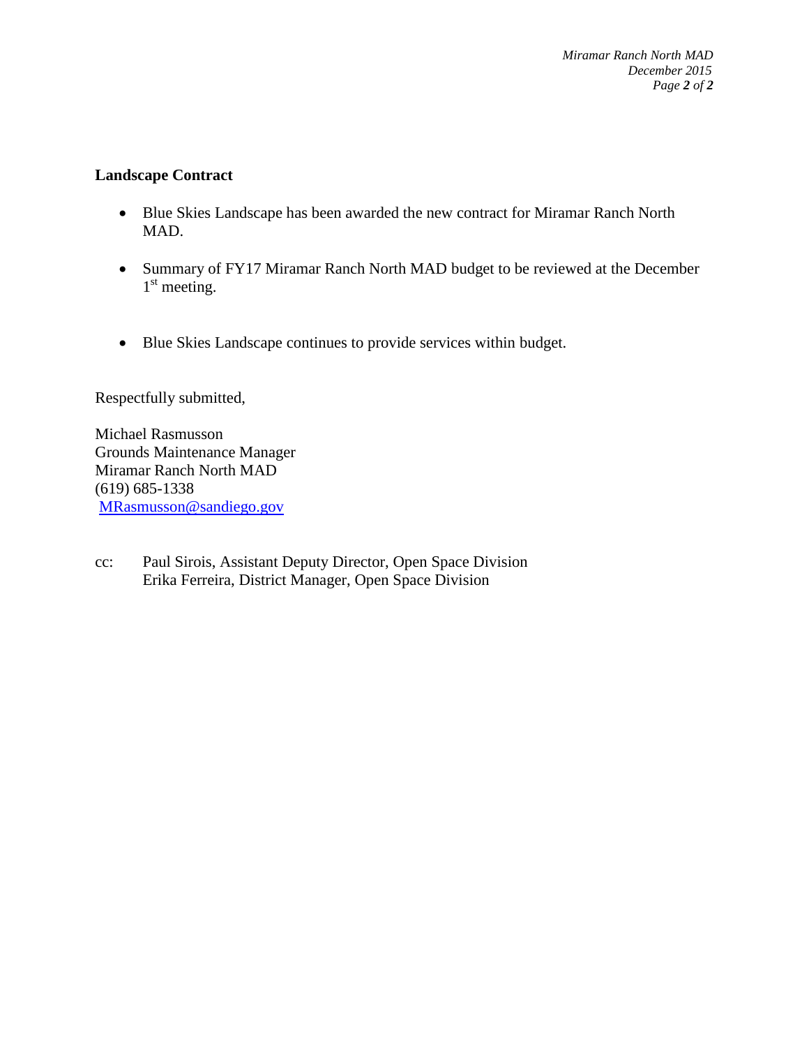**Landscape Contract**

- Blue Skies Landscape has been awarded the new contract for Miramar Ranch North MAD.
- Summary of FY17 Miramar Ranch North MAD budget to be reviewed at the December 1st meeting.
- Blue Skies Landscape continues to provide services within budget.

Respectfully submitted,

Michael Rasmusson
Grounds Maintenance Manager
Miramar Ranch North MAD
(619) 685-1338
MRasmusson@sandiego.gov

cc: Paul Sirois, Assistant Deputy Director, Open Space Division
Erika Ferreira, District Manager, Open Space Division